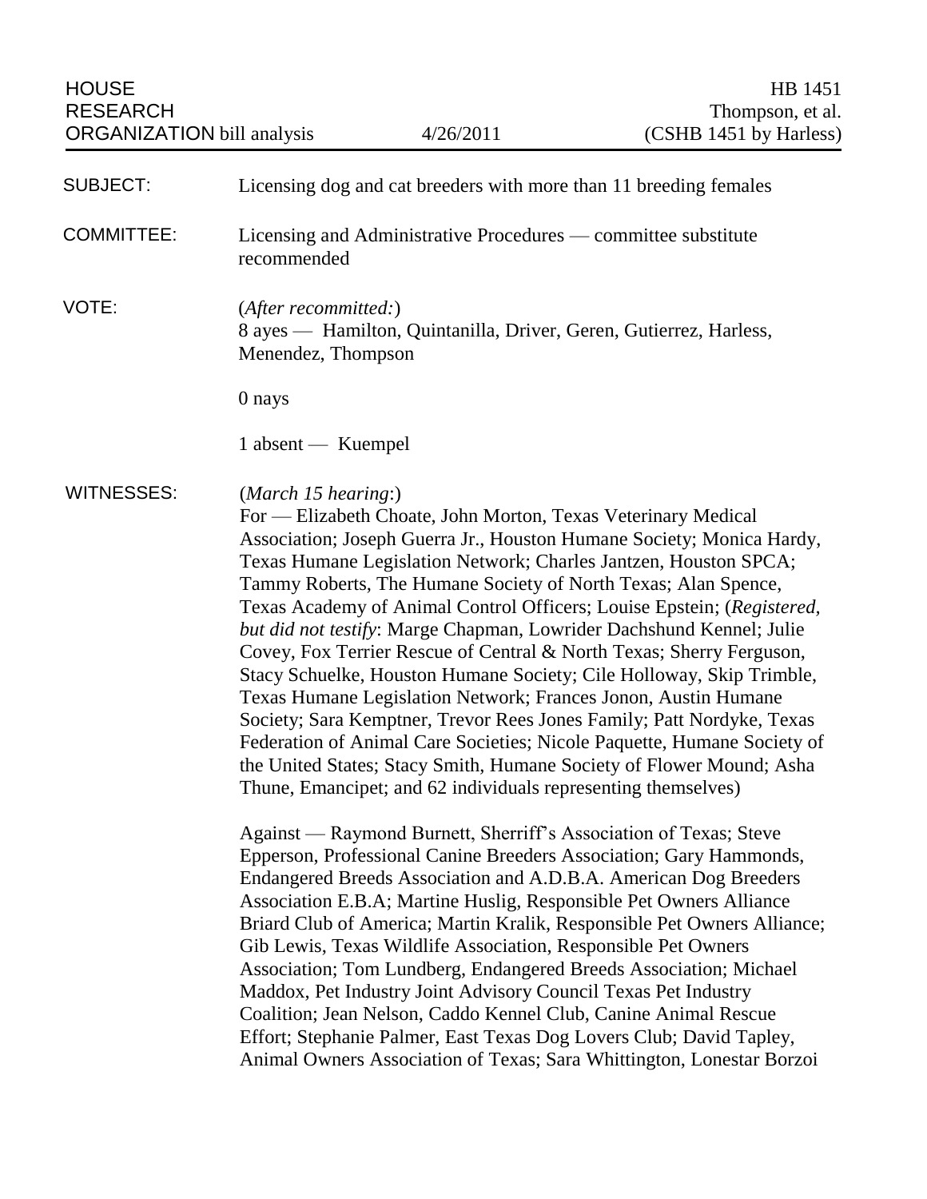HOUSE RESEARCH ORGANIZATION bill analysis — 4/26/2011 — HB 1451 Thompson, et al. (CSHB 1451 by Harless)

SUBJECT: Licensing dog and cat breeders with more than 11 breeding females

COMMITTEE: Licensing and Administrative Procedures — committee substitute recommended

VOTE: (*After recommitted:*)
8 ayes — Hamilton, Quintanilla, Driver, Geren, Gutierrez, Harless, Menendez, Thompson

0 nays

1 absent — Kuempel

WITNESSES: (*March 15 hearing*:)
For — Elizabeth Choate, John Morton, Texas Veterinary Medical Association; Joseph Guerra Jr., Houston Humane Society; Monica Hardy, Texas Humane Legislation Network; Charles Jantzen, Houston SPCA; Tammy Roberts, The Humane Society of North Texas; Alan Spence, Texas Academy of Animal Control Officers; Louise Epstein; (*Registered, but did not testify*: Marge Chapman, Lowrider Dachshund Kennel; Julie Covey, Fox Terrier Rescue of Central & North Texas; Sherry Ferguson, Stacy Schuelke, Houston Humane Society; Cile Holloway, Skip Trimble, Texas Humane Legislation Network; Frances Jonon, Austin Humane Society; Sara Kemptner, Trevor Rees Jones Family; Patt Nordyke, Texas Federation of Animal Care Societies; Nicole Paquette, Humane Society of the United States; Stacy Smith, Humane Society of Flower Mound; Asha Thune, Emancipet; and 62 individuals representing themselves)

Against — Raymond Burnett, Sherriff's Association of Texas; Steve Epperson, Professional Canine Breeders Association; Gary Hammonds, Endangered Breeds Association and A.D.B.A. American Dog Breeders Association E.B.A; Martine Huslig, Responsible Pet Owners Alliance Briard Club of America; Martin Kralik, Responsible Pet Owners Alliance; Gib Lewis, Texas Wildlife Association, Responsible Pet Owners Association; Tom Lundberg, Endangered Breeds Association; Michael Maddox, Pet Industry Joint Advisory Council Texas Pet Industry Coalition; Jean Nelson, Caddo Kennel Club, Canine Animal Rescue Effort; Stephanie Palmer, East Texas Dog Lovers Club; David Tapley, Animal Owners Association of Texas; Sara Whittington, Lonestar Borzoi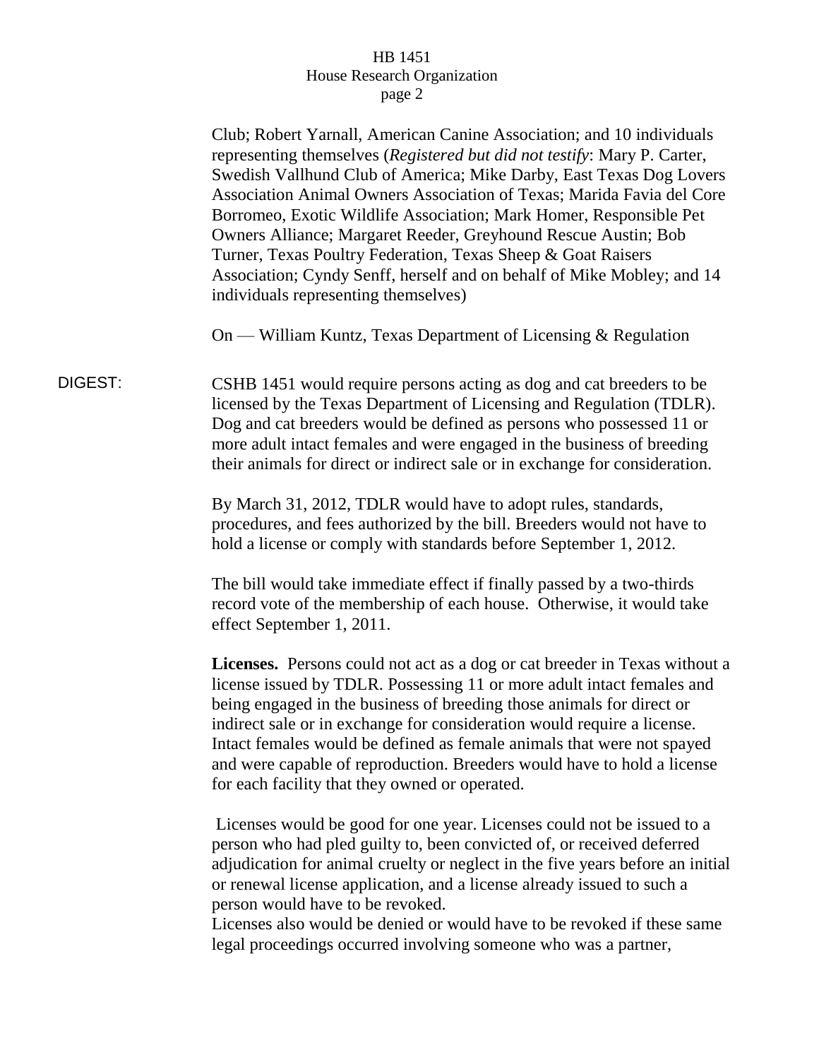Club; Robert Yarnall, American Canine Association; and 10 individuals representing themselves (*Registered but did not testify*: Mary P. Carter, Swedish Vallhund Club of America; Mike Darby, East Texas Dog Lovers Association Animal Owners Association of Texas; Marida Favia del Core Borromeo, Exotic Wildlife Association; Mark Homer, Responsible Pet Owners Alliance; Margaret Reeder, Greyhound Rescue Austin; Bob Turner, Texas Poultry Federation, Texas Sheep & Goat Raisers Association; Cyndy Senff, herself and on behalf of Mike Mobley; and 14 individuals representing themselves)

On — William Kuntz, Texas Department of Licensing & Regulation

DIGEST: CSHB 1451 would require persons acting as dog and cat breeders to be licensed by the Texas Department of Licensing and Regulation (TDLR). Dog and cat breeders would be defined as persons who possessed 11 or more adult intact females and were engaged in the business of breeding their animals for direct or indirect sale or in exchange for consideration.

By March 31, 2012, TDLR would have to adopt rules, standards, procedures, and fees authorized by the bill. Breeders would not have to hold a license or comply with standards before September 1, 2012.

The bill would take immediate effect if finally passed by a two-thirds record vote of the membership of each house. Otherwise, it would take effect September 1, 2011.

**Licenses.** Persons could not act as a dog or cat breeder in Texas without a license issued by TDLR. Possessing 11 or more adult intact females and being engaged in the business of breeding those animals for direct or indirect sale or in exchange for consideration would require a license. Intact females would be defined as female animals that were not spayed and were capable of reproduction. Breeders would have to hold a license for each facility that they owned or operated.

Licenses would be good for one year. Licenses could not be issued to a person who had pled guilty to, been convicted of, or received deferred adjudication for animal cruelty or neglect in the five years before an initial or renewal license application, and a license already issued to such a person would have to be revoked.

Licenses also would be denied or would have to be revoked if these same legal proceedings occurred involving someone who was a partner,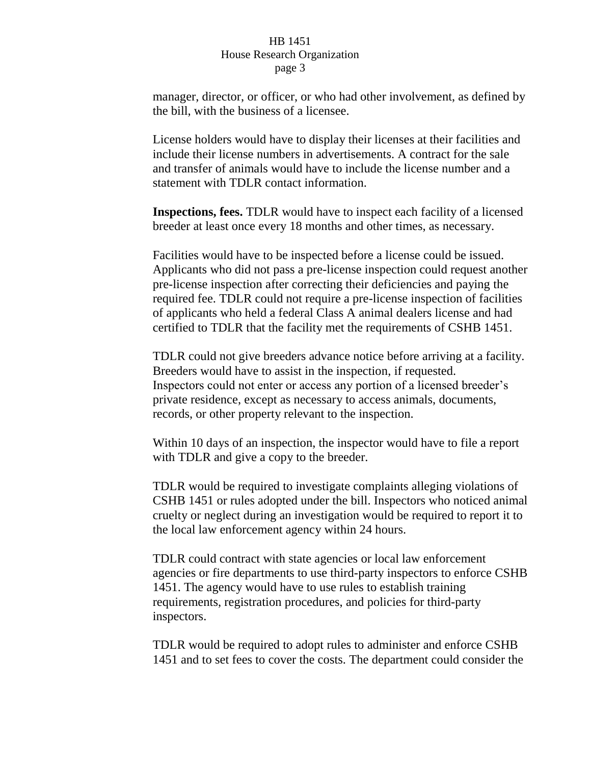manager, director, or officer, or who had other involvement, as defined by the bill, with the business of a licensee.

License holders would have to display their licenses at their facilities and include their license numbers in advertisements. A contract for the sale and transfer of animals would have to include the license number and a statement with TDLR contact information.

**Inspections, fees.** TDLR would have to inspect each facility of a licensed breeder at least once every 18 months and other times, as necessary.

Facilities would have to be inspected before a license could be issued. Applicants who did not pass a pre-license inspection could request another pre-license inspection after correcting their deficiencies and paying the required fee. TDLR could not require a pre-license inspection of facilities of applicants who held a federal Class A animal dealers license and had certified to TDLR that the facility met the requirements of CSHB 1451.

TDLR could not give breeders advance notice before arriving at a facility. Breeders would have to assist in the inspection, if requested. Inspectors could not enter or access any portion of a licensed breeder's private residence, except as necessary to access animals, documents, records, or other property relevant to the inspection.

Within 10 days of an inspection, the inspector would have to file a report with TDLR and give a copy to the breeder.

TDLR would be required to investigate complaints alleging violations of CSHB 1451 or rules adopted under the bill. Inspectors who noticed animal cruelty or neglect during an investigation would be required to report it to the local law enforcement agency within 24 hours.

TDLR could contract with state agencies or local law enforcement agencies or fire departments to use third-party inspectors to enforce CSHB 1451. The agency would have to use rules to establish training requirements, registration procedures, and policies for third-party inspectors.

TDLR would be required to adopt rules to administer and enforce CSHB 1451 and to set fees to cover the costs. The department could consider the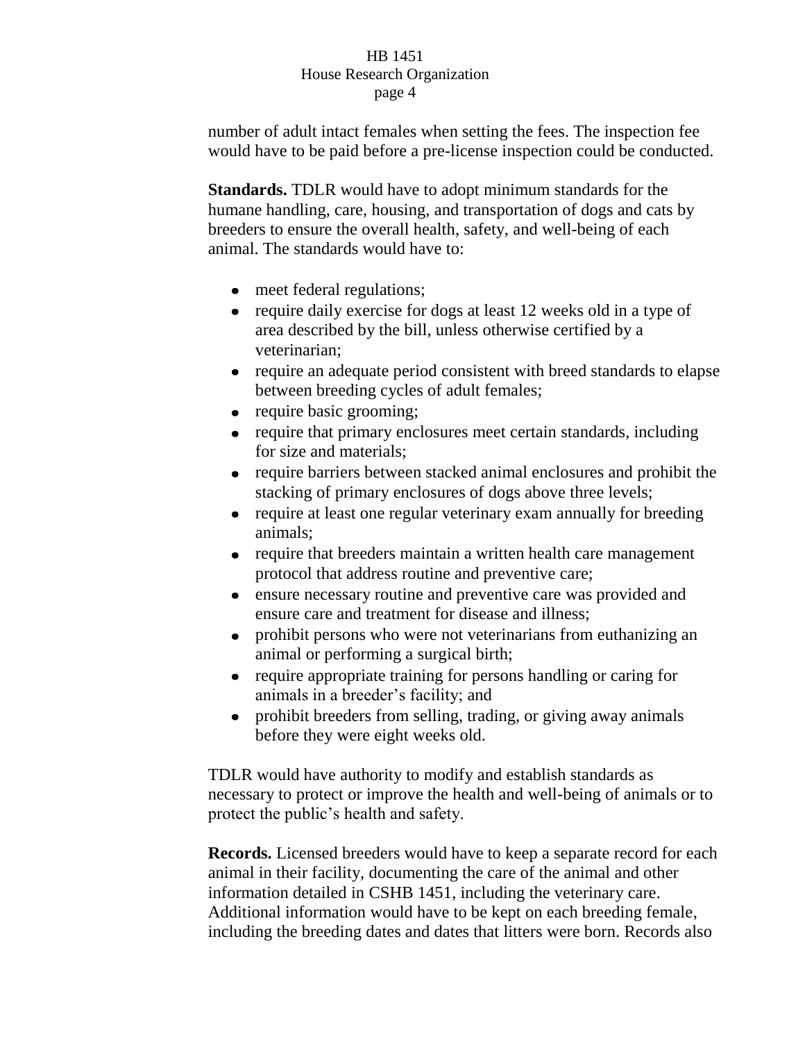number of adult intact females when setting the fees. The inspection fee would have to be paid before a pre-license inspection could be conducted.

**Standards.** TDLR would have to adopt minimum standards for the humane handling, care, housing, and transportation of dogs and cats by breeders to ensure the overall health, safety, and well-being of each animal. The standards would have to:

- meet federal regulations;
- require daily exercise for dogs at least 12 weeks old in a type of area described by the bill, unless otherwise certified by a veterinarian;
- require an adequate period consistent with breed standards to elapse between breeding cycles of adult females;
- require basic grooming;
- require that primary enclosures meet certain standards, including for size and materials;
- require barriers between stacked animal enclosures and prohibit the stacking of primary enclosures of dogs above three levels;
- require at least one regular veterinary exam annually for breeding animals;
- require that breeders maintain a written health care management protocol that address routine and preventive care;
- ensure necessary routine and preventive care was provided and ensure care and treatment for disease and illness;
- prohibit persons who were not veterinarians from euthanizing an animal or performing a surgical birth;
- require appropriate training for persons handling or caring for animals in a breeder's facility; and
- prohibit breeders from selling, trading, or giving away animals before they were eight weeks old.

TDLR would have authority to modify and establish standards as necessary to protect or improve the health and well-being of animals or to protect the public's health and safety.

**Records.** Licensed breeders would have to keep a separate record for each animal in their facility, documenting the care of the animal and other information detailed in CSHB 1451, including the veterinary care. Additional information would have to be kept on each breeding female, including the breeding dates and dates that litters were born. Records also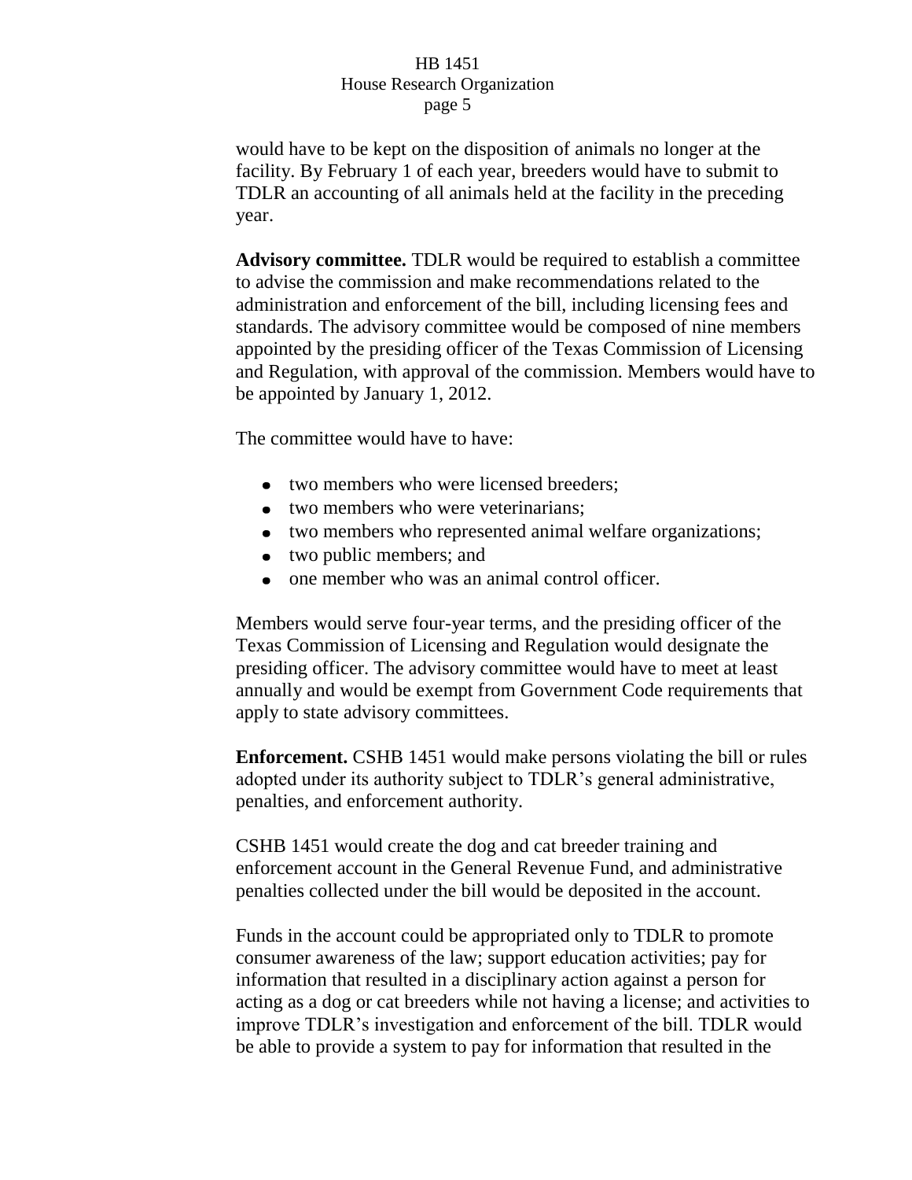would have to be kept on the disposition of animals no longer at the facility. By February 1 of each year, breeders would have to submit to TDLR an accounting of all animals held at the facility in the preceding year.

**Advisory committee.** TDLR would be required to establish a committee to advise the commission and make recommendations related to the administration and enforcement of the bill, including licensing fees and standards. The advisory committee would be composed of nine members appointed by the presiding officer of the Texas Commission of Licensing and Regulation, with approval of the commission. Members would have to be appointed by January 1, 2012.

The committee would have to have:

- two members who were licensed breeders;
- two members who were veterinarians;
- two members who represented animal welfare organizations;
- two public members; and
- one member who was an animal control officer.

Members would serve four-year terms, and the presiding officer of the Texas Commission of Licensing and Regulation would designate the presiding officer. The advisory committee would have to meet at least annually and would be exempt from Government Code requirements that apply to state advisory committees.

**Enforcement.** CSHB 1451 would make persons violating the bill or rules adopted under its authority subject to TDLR's general administrative, penalties, and enforcement authority.

CSHB 1451 would create the dog and cat breeder training and enforcement account in the General Revenue Fund, and administrative penalties collected under the bill would be deposited in the account.

Funds in the account could be appropriated only to TDLR to promote consumer awareness of the law; support education activities; pay for information that resulted in a disciplinary action against a person for acting as a dog or cat breeders while not having a license; and activities to improve TDLR's investigation and enforcement of the bill. TDLR would be able to provide a system to pay for information that resulted in the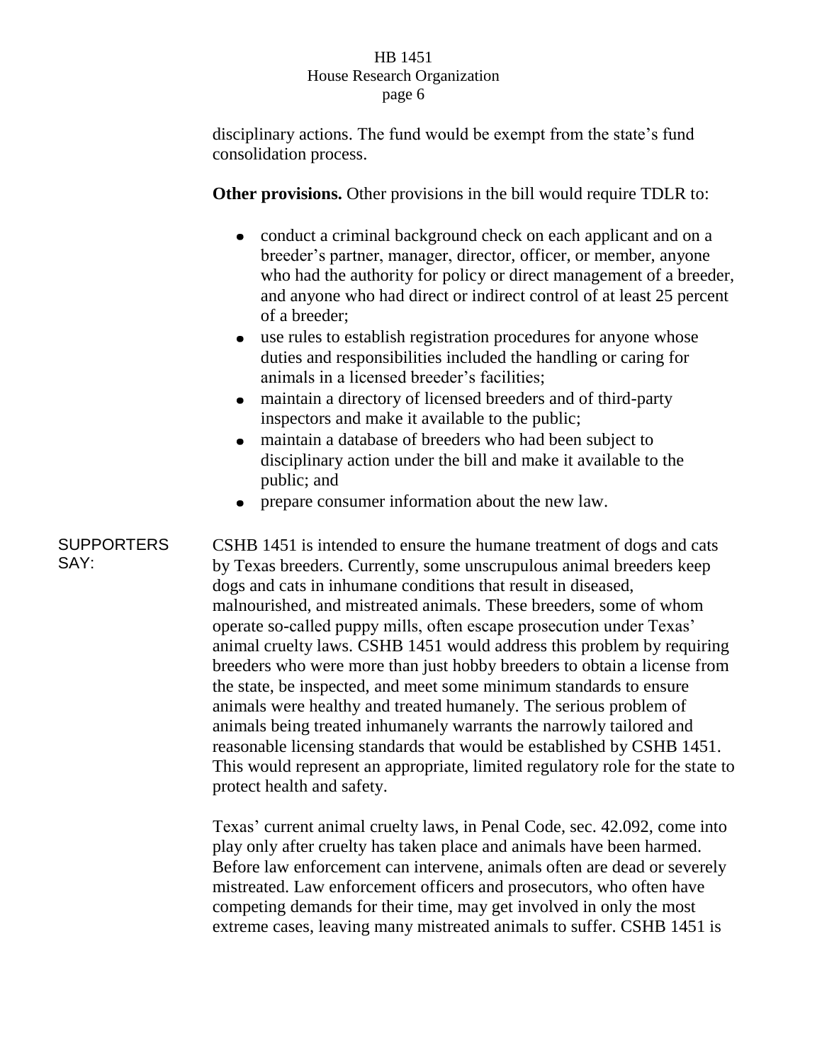disciplinary actions. The fund would be exempt from the state's fund consolidation process.

**Other provisions.** Other provisions in the bill would require TDLR to:

- conduct a criminal background check on each applicant and on a breeder's partner, manager, director, officer, or member, anyone who had the authority for policy or direct management of a breeder, and anyone who had direct or indirect control of at least 25 percent of a breeder;
- use rules to establish registration procedures for anyone whose duties and responsibilities included the handling or caring for animals in a licensed breeder's facilities;
- maintain a directory of licensed breeders and of third-party inspectors and make it available to the public;
- maintain a database of breeders who had been subject to disciplinary action under the bill and make it available to the public; and
- prepare consumer information about the new law.

SUPPORTERS SAY:

CSHB 1451 is intended to ensure the humane treatment of dogs and cats by Texas breeders. Currently, some unscrupulous animal breeders keep dogs and cats in inhumane conditions that result in diseased, malnourished, and mistreated animals. These breeders, some of whom operate so-called puppy mills, often escape prosecution under Texas' animal cruelty laws. CSHB 1451 would address this problem by requiring breeders who were more than just hobby breeders to obtain a license from the state, be inspected, and meet some minimum standards to ensure animals were healthy and treated humanely. The serious problem of animals being treated inhumanely warrants the narrowly tailored and reasonable licensing standards that would be established by CSHB 1451. This would represent an appropriate, limited regulatory role for the state to protect health and safety.

Texas' current animal cruelty laws, in Penal Code, sec. 42.092, come into play only after cruelty has taken place and animals have been harmed. Before law enforcement can intervene, animals often are dead or severely mistreated. Law enforcement officers and prosecutors, who often have competing demands for their time, may get involved in only the most extreme cases, leaving many mistreated animals to suffer. CSHB 1451 is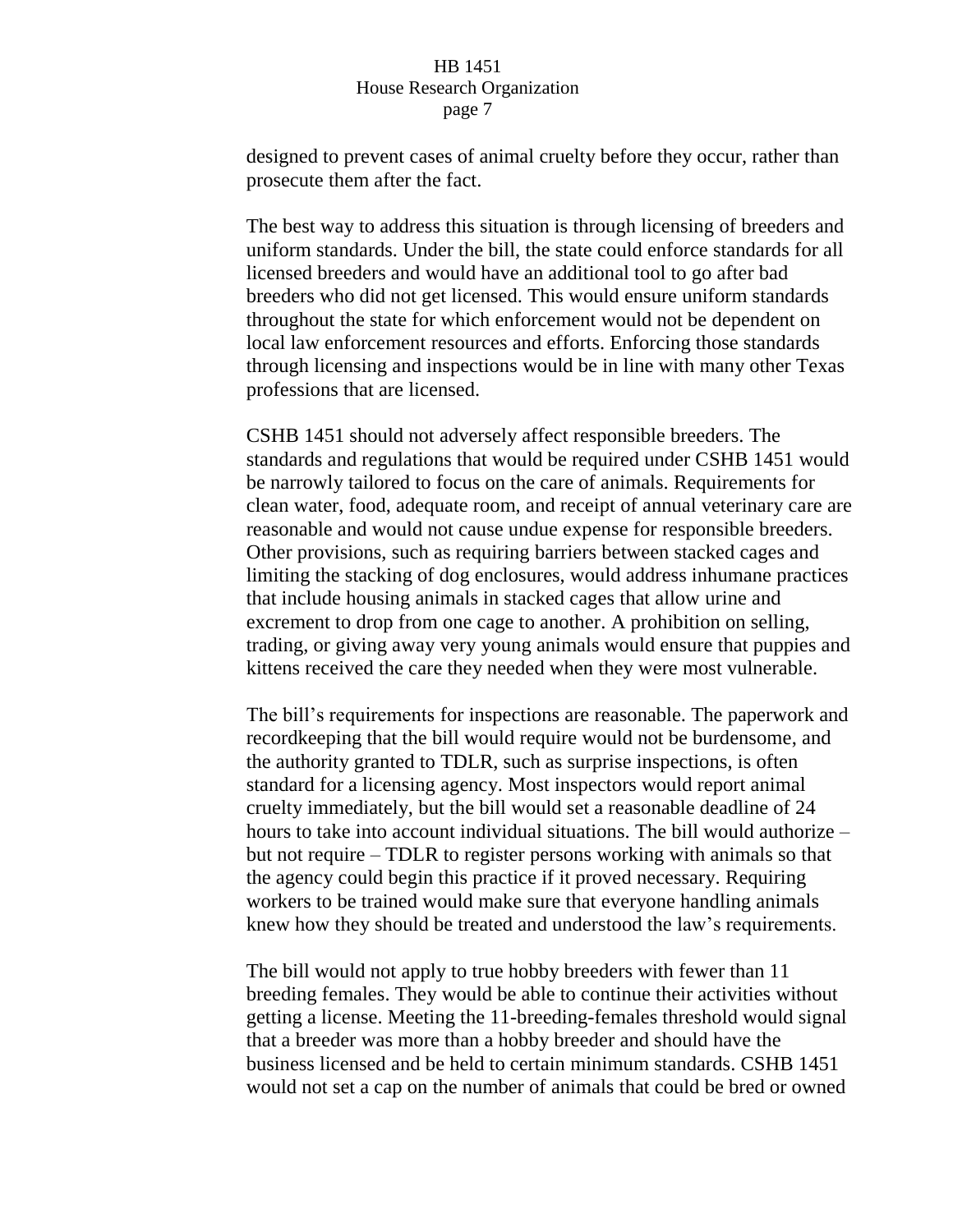designed to prevent cases of animal cruelty before they occur, rather than prosecute them after the fact.

The best way to address this situation is through licensing of breeders and uniform standards. Under the bill, the state could enforce standards for all licensed breeders and would have an additional tool to go after bad breeders who did not get licensed. This would ensure uniform standards throughout the state for which enforcement would not be dependent on local law enforcement resources and efforts. Enforcing those standards through licensing and inspections would be in line with many other Texas professions that are licensed.

CSHB 1451 should not adversely affect responsible breeders. The standards and regulations that would be required under CSHB 1451 would be narrowly tailored to focus on the care of animals. Requirements for clean water, food, adequate room, and receipt of annual veterinary care are reasonable and would not cause undue expense for responsible breeders. Other provisions, such as requiring barriers between stacked cages and limiting the stacking of dog enclosures, would address inhumane practices that include housing animals in stacked cages that allow urine and excrement to drop from one cage to another. A prohibition on selling, trading, or giving away very young animals would ensure that puppies and kittens received the care they needed when they were most vulnerable.

The bill's requirements for inspections are reasonable. The paperwork and recordkeeping that the bill would require would not be burdensome, and the authority granted to TDLR, such as surprise inspections, is often standard for a licensing agency. Most inspectors would report animal cruelty immediately, but the bill would set a reasonable deadline of 24 hours to take into account individual situations. The bill would authorize – but not require – TDLR to register persons working with animals so that the agency could begin this practice if it proved necessary. Requiring workers to be trained would make sure that everyone handling animals knew how they should be treated and understood the law's requirements.

The bill would not apply to true hobby breeders with fewer than 11 breeding females. They would be able to continue their activities without getting a license. Meeting the 11-breeding-females threshold would signal that a breeder was more than a hobby breeder and should have the business licensed and be held to certain minimum standards. CSHB 1451 would not set a cap on the number of animals that could be bred or owned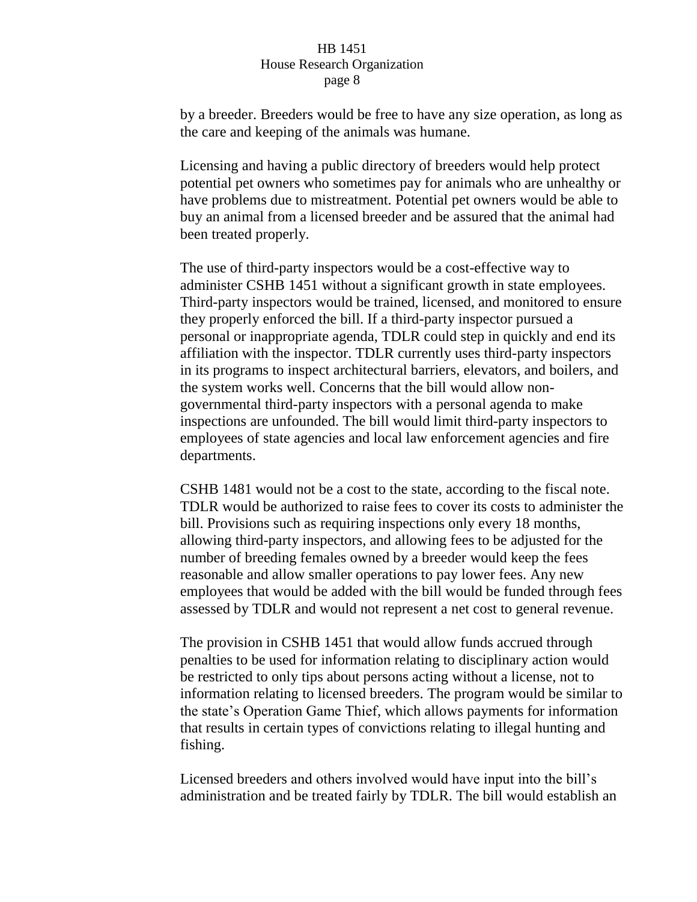by a breeder. Breeders would be free to have any size operation, as long as the care and keeping of the animals was humane.

Licensing and having a public directory of breeders would help protect potential pet owners who sometimes pay for animals who are unhealthy or have problems due to mistreatment. Potential pet owners would be able to buy an animal from a licensed breeder and be assured that the animal had been treated properly.

The use of third-party inspectors would be a cost-effective way to administer CSHB 1451 without a significant growth in state employees. Third-party inspectors would be trained, licensed, and monitored to ensure they properly enforced the bill. If a third-party inspector pursued a personal or inappropriate agenda, TDLR could step in quickly and end its affiliation with the inspector. TDLR currently uses third-party inspectors in its programs to inspect architectural barriers, elevators, and boilers, and the system works well. Concerns that the bill would allow non-governmental third-party inspectors with a personal agenda to make inspections are unfounded. The bill would limit third-party inspectors to employees of state agencies and local law enforcement agencies and fire departments.

CSHB 1481 would not be a cost to the state, according to the fiscal note. TDLR would be authorized to raise fees to cover its costs to administer the bill. Provisions such as requiring inspections only every 18 months, allowing third-party inspectors, and allowing fees to be adjusted for the number of breeding females owned by a breeder would keep the fees reasonable and allow smaller operations to pay lower fees. Any new employees that would be added with the bill would be funded through fees assessed by TDLR and would not represent a net cost to general revenue.

The provision in CSHB 1451 that would allow funds accrued through penalties to be used for information relating to disciplinary action would be restricted to only tips about persons acting without a license, not to information relating to licensed breeders. The program would be similar to the state's Operation Game Thief, which allows payments for information that results in certain types of convictions relating to illegal hunting and fishing.

Licensed breeders and others involved would have input into the bill's administration and be treated fairly by TDLR. The bill would establish an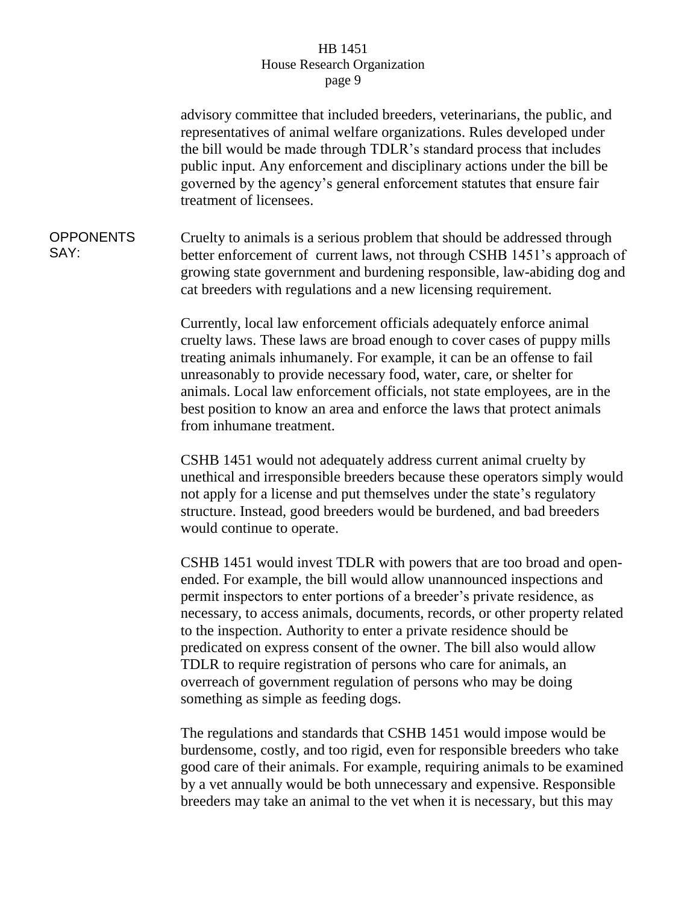advisory committee that included breeders, veterinarians, the public, and representatives of animal welfare organizations. Rules developed under the bill would be made through TDLR's standard process that includes public input. Any enforcement and disciplinary actions under the bill be governed by the agency's general enforcement statutes that ensure fair treatment of licensees.

**OPPONENTS SAY:**

Cruelty to animals is a serious problem that should be addressed through better enforcement of current laws, not through CSHB 1451's approach of growing state government and burdening responsible, law-abiding dog and cat breeders with regulations and a new licensing requirement.

Currently, local law enforcement officials adequately enforce animal cruelty laws. These laws are broad enough to cover cases of puppy mills treating animals inhumanely. For example, it can be an offense to fail unreasonably to provide necessary food, water, care, or shelter for animals. Local law enforcement officials, not state employees, are in the best position to know an area and enforce the laws that protect animals from inhumane treatment.

CSHB 1451 would not adequately address current animal cruelty by unethical and irresponsible breeders because these operators simply would not apply for a license and put themselves under the state's regulatory structure. Instead, good breeders would be burdened, and bad breeders would continue to operate.

CSHB 1451 would invest TDLR with powers that are too broad and open-ended. For example, the bill would allow unannounced inspections and permit inspectors to enter portions of a breeder's private residence, as necessary, to access animals, documents, records, or other property related to the inspection. Authority to enter a private residence should be predicated on express consent of the owner. The bill also would allow TDLR to require registration of persons who care for animals, an overreach of government regulation of persons who may be doing something as simple as feeding dogs.

The regulations and standards that CSHB 1451 would impose would be burdensome, costly, and too rigid, even for responsible breeders who take good care of their animals. For example, requiring animals to be examined by a vet annually would be both unnecessary and expensive. Responsible breeders may take an animal to the vet when it is necessary, but this may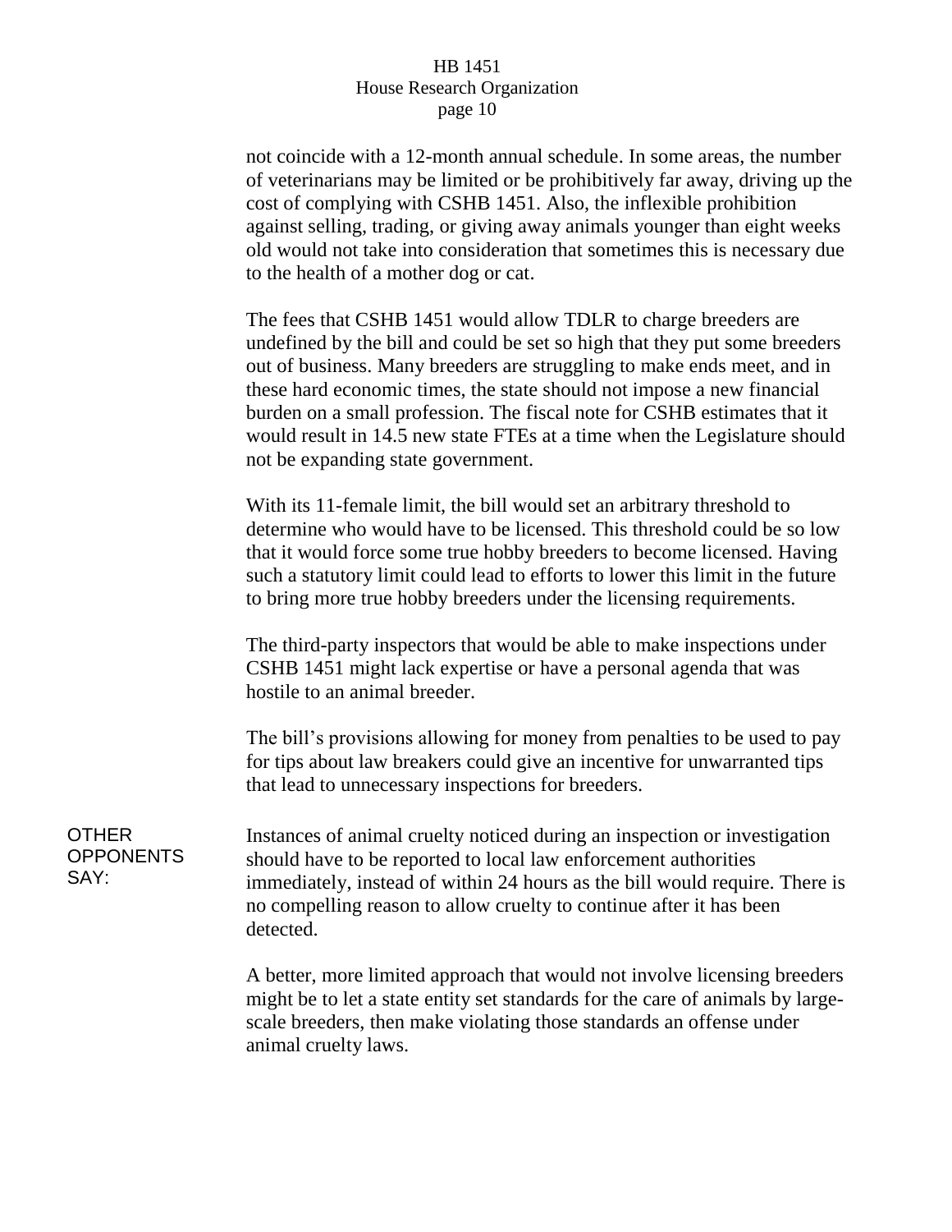not coincide with a 12-month annual schedule. In some areas, the number of veterinarians may be limited or be prohibitively far away, driving up the cost of complying with CSHB 1451. Also, the inflexible prohibition against selling, trading, or giving away animals younger than eight weeks old would not take into consideration that sometimes this is necessary due to the health of a mother dog or cat.

The fees that CSHB 1451 would allow TDLR to charge breeders are undefined by the bill and could be set so high that they put some breeders out of business. Many breeders are struggling to make ends meet, and in these hard economic times, the state should not impose a new financial burden on a small profession. The fiscal note for CSHB estimates that it would result in 14.5 new state FTEs at a time when the Legislature should not be expanding state government.

With its 11-female limit, the bill would set an arbitrary threshold to determine who would have to be licensed. This threshold could be so low that it would force some true hobby breeders to become licensed. Having such a statutory limit could lead to efforts to lower this limit in the future to bring more true hobby breeders under the licensing requirements.

The third-party inspectors that would be able to make inspections under CSHB 1451 might lack expertise or have a personal agenda that was hostile to an animal breeder.

The bill's provisions allowing for money from penalties to be used to pay for tips about law breakers could give an incentive for unwarranted tips that lead to unnecessary inspections for breeders.

**OTHER OPPONENTS SAY:**

Instances of animal cruelty noticed during an inspection or investigation should have to be reported to local law enforcement authorities immediately, instead of within 24 hours as the bill would require. There is no compelling reason to allow cruelty to continue after it has been detected.

A better, more limited approach that would not involve licensing breeders might be to let a state entity set standards for the care of animals by large-scale breeders, then make violating those standards an offense under animal cruelty laws.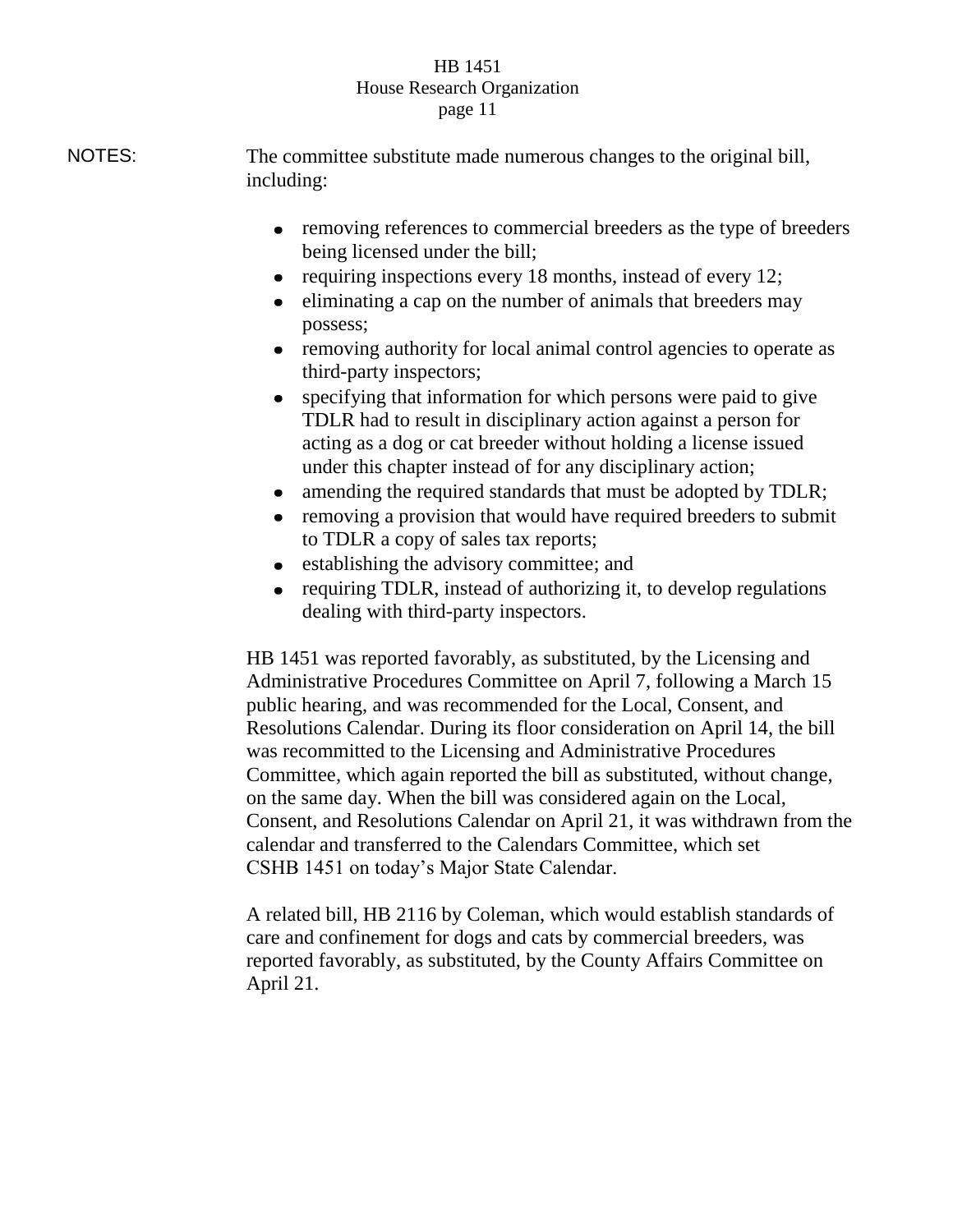NOTES: The committee substitute made numerous changes to the original bill, including:

- removing references to commercial breeders as the type of breeders being licensed under the bill;
- requiring inspections every 18 months, instead of every 12;
- eliminating a cap on the number of animals that breeders may possess;
- removing authority for local animal control agencies to operate as third-party inspectors;
- specifying that information for which persons were paid to give TDLR had to result in disciplinary action against a person for acting as a dog or cat breeder without holding a license issued under this chapter instead of for any disciplinary action;
- amending the required standards that must be adopted by TDLR;
- removing a provision that would have required breeders to submit to TDLR a copy of sales tax reports;
- establishing the advisory committee; and
- requiring TDLR, instead of authorizing it, to develop regulations dealing with third-party inspectors.

HB 1451 was reported favorably, as substituted, by the Licensing and Administrative Procedures Committee on April 7, following a March 15 public hearing, and was recommended for the Local, Consent, and Resolutions Calendar. During its floor consideration on April 14, the bill was recommitted to the Licensing and Administrative Procedures Committee, which again reported the bill as substituted, without change, on the same day. When the bill was considered again on the Local, Consent, and Resolutions Calendar on April 21, it was withdrawn from the calendar and transferred to the Calendars Committee, which set CSHB 1451 on today's Major State Calendar.

A related bill, HB 2116 by Coleman, which would establish standards of care and confinement for dogs and cats by commercial breeders, was reported favorably, as substituted, by the County Affairs Committee on April 21.